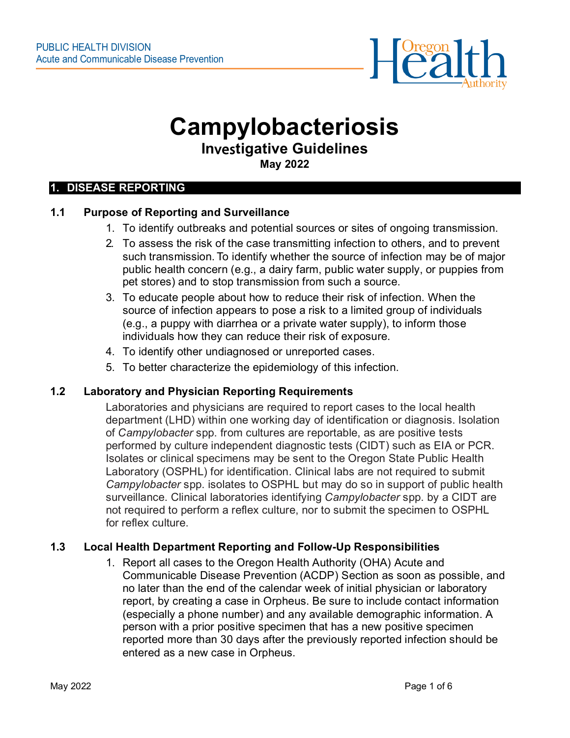PUBLIC HEALTH DIVISION
Acute and Communicable Disease Prevention

# Campylobacteriosis

## Investigative Guidelines

**May 2022**

## 1. DISEASE REPORTING

### 1.1 Purpose of Reporting and Surveillance

1. To identify outbreaks and potential sources or sites of ongoing transmission.
2. To assess the risk of the case transmitting infection to others, and to prevent such transmission. To identify whether the source of infection may be of major public health concern (e.g., a dairy farm, public water supply, or puppies from pet stores) and to stop transmission from such a source.
3. To educate people about how to reduce their risk of infection. When the source of infection appears to pose a risk to a limited group of individuals (e.g., a puppy with diarrhea or a private water supply), to inform those individuals how they can reduce their risk of exposure.
4. To identify other undiagnosed or unreported cases.
5. To better characterize the epidemiology of this infection.

### 1.2 Laboratory and Physician Reporting Requirements

Laboratories and physicians are required to report cases to the local health department (LHD) within one working day of identification or diagnosis. Isolation of *Campylobacter* spp. from cultures are reportable, as are positive tests performed by culture independent diagnostic tests (CIDT) such as EIA or PCR. Isolates or clinical specimens may be sent to the Oregon State Public Health Laboratory (OSPHL) for identification. Clinical labs are not required to submit *Campylobacter* spp. isolates to OSPHL but may do so in support of public health surveillance. Clinical laboratories identifying *Campylobacter* spp. by a CIDT are not required to perform a reflex culture, nor to submit the specimen to OSPHL for reflex culture.

### 1.3 Local Health Department Reporting and Follow-Up Responsibilities

1. Report all cases to the Oregon Health Authority (OHA) Acute and Communicable Disease Prevention (ACDP) Section as soon as possible, and no later than the end of the calendar week of initial physician or laboratory report, by creating a case in Orpheus. Be sure to include contact information (especially a phone number) and any available demographic information. A person with a prior positive specimen that has a new positive specimen reported more than 30 days after the previously reported infection should be entered as a new case in Orpheus.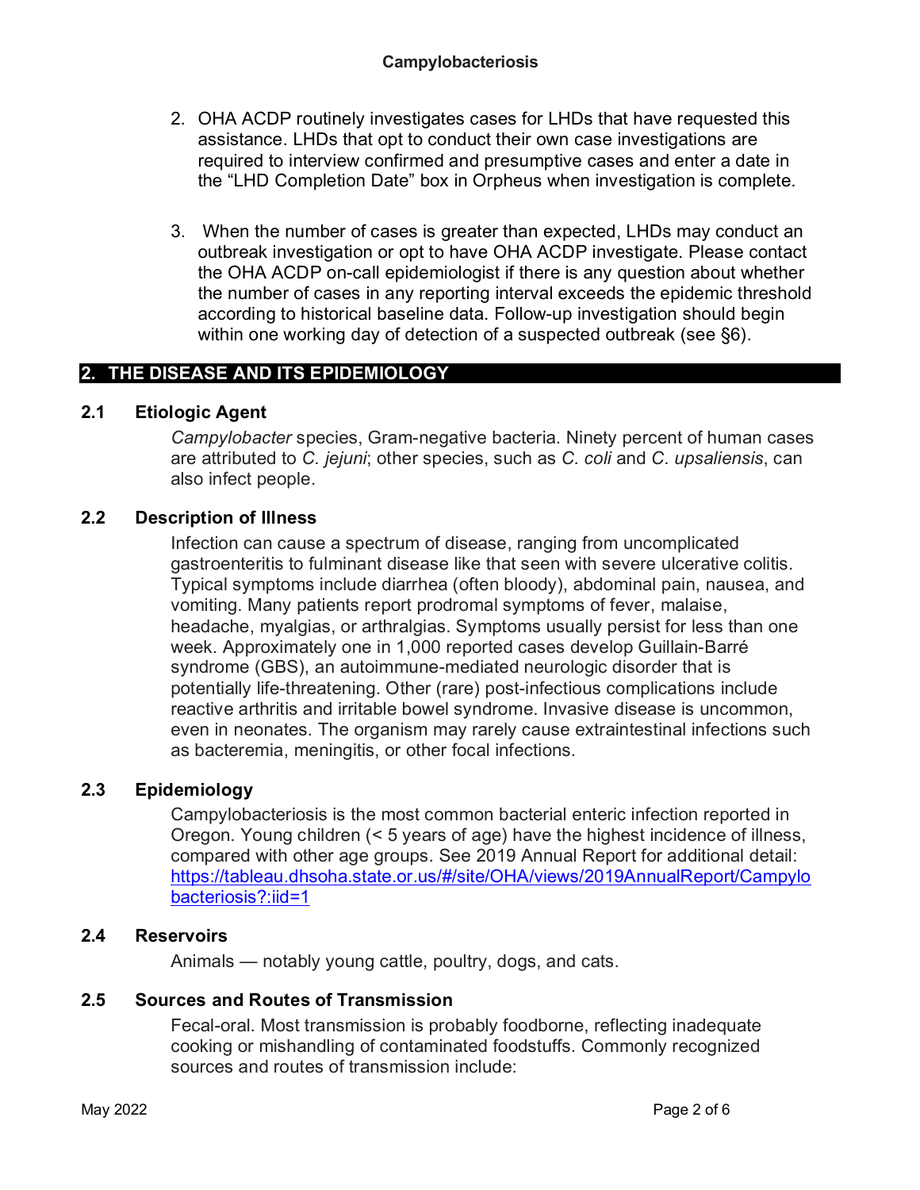2. OHA ACDP routinely investigates cases for LHDs that have requested this assistance. LHDs that opt to conduct their own case investigations are required to interview confirmed and presumptive cases and enter a date in the "LHD Completion Date" box in Orpheus when investigation is complete.

3. When the number of cases is greater than expected, LHDs may conduct an outbreak investigation or opt to have OHA ACDP investigate. Please contact the OHA ACDP on-call epidemiologist if there is any question about whether the number of cases in any reporting interval exceeds the epidemic threshold according to historical baseline data. Follow-up investigation should begin within one working day of detection of a suspected outbreak (see §6).

## 2. THE DISEASE AND ITS EPIDEMIOLOGY

### 2.1 Etiologic Agent

*Campylobacter* species, Gram-negative bacteria. Ninety percent of human cases are attributed to *C. jejuni*; other species, such as *C. coli* and *C. upsaliensis*, can also infect people.

### 2.2 Description of Illness

Infection can cause a spectrum of disease, ranging from uncomplicated gastroenteritis to fulminant disease like that seen with severe ulcerative colitis. Typical symptoms include diarrhea (often bloody), abdominal pain, nausea, and vomiting. Many patients report prodromal symptoms of fever, malaise, headache, myalgias, or arthralgias. Symptoms usually persist for less than one week. Approximately one in 1,000 reported cases develop Guillain-Barré syndrome (GBS), an autoimmune-mediated neurologic disorder that is potentially life-threatening. Other (rare) post-infectious complications include reactive arthritis and irritable bowel syndrome. Invasive disease is uncommon, even in neonates. The organism may rarely cause extraintestinal infections such as bacteremia, meningitis, or other focal infections.

### 2.3 Epidemiology

Campylobacteriosis is the most common bacterial enteric infection reported in Oregon. Young children (< 5 years of age) have the highest incidence of illness, compared with other age groups. See 2019 Annual Report for additional detail: [https://tableau.dhsoha.state.or.us/#/site/OHA/views/2019AnnualReport/Campylobacteriosis?:iid=1](https://tableau.dhsoha.state.or.us/#/site/OHA/views/2019AnnualReport/Campylobacteriosis?:iid=1)

### 2.4 Reservoirs

Animals — notably young cattle, poultry, dogs, and cats.

### 2.5 Sources and Routes of Transmission

Fecal-oral. Most transmission is probably foodborne, reflecting inadequate cooking or mishandling of contaminated foodstuffs. Commonly recognized sources and routes of transmission include: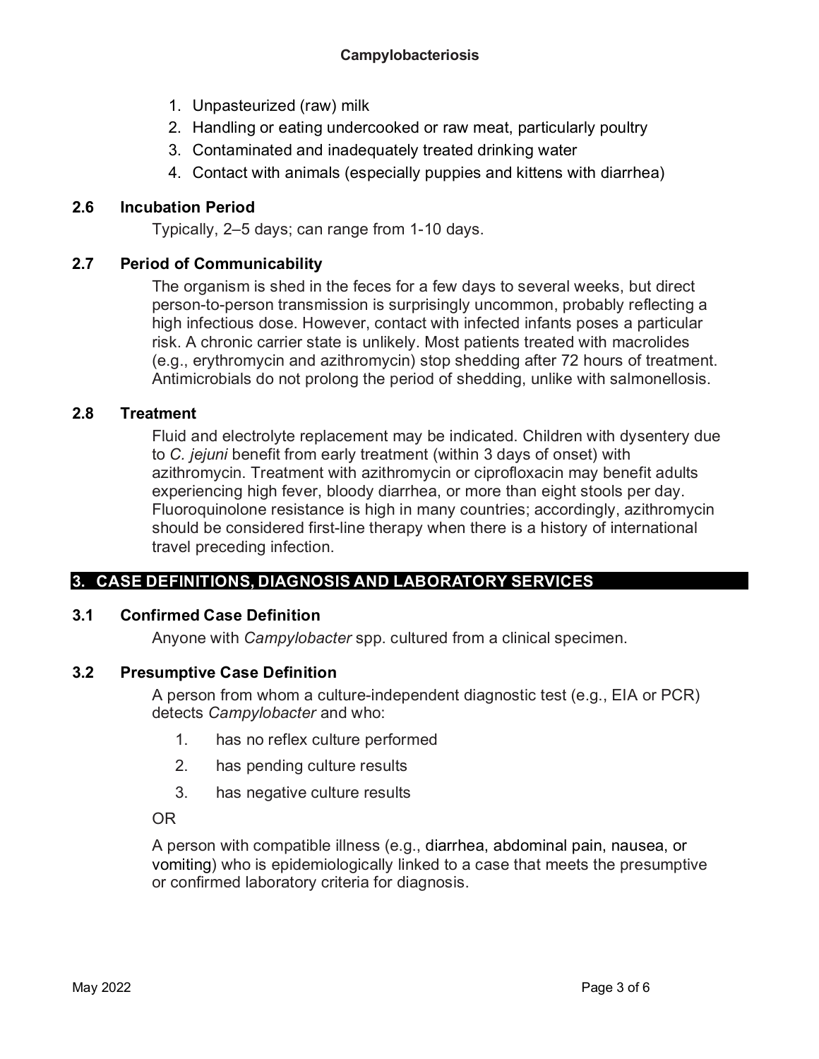1. Unpasteurized (raw) milk
2. Handling or eating undercooked or raw meat, particularly poultry
3. Contaminated and inadequately treated drinking water
4. Contact with animals (especially puppies and kittens with diarrhea)

### 2.6 Incubation Period

Typically, 2–5 days; can range from 1-10 days.

### 2.7 Period of Communicability

The organism is shed in the feces for a few days to several weeks, but direct person-to-person transmission is surprisingly uncommon, probably reflecting a high infectious dose. However, contact with infected infants poses a particular risk. A chronic carrier state is unlikely. Most patients treated with macrolides (e.g., erythromycin and azithromycin) stop shedding after 72 hours of treatment. Antimicrobials do not prolong the period of shedding, unlike with salmonellosis.

### 2.8 Treatment

Fluid and electrolyte replacement may be indicated. Children with dysentery due to *C. jejuni* benefit from early treatment (within 3 days of onset) with azithromycin. Treatment with azithromycin or ciprofloxacin may benefit adults experiencing high fever, bloody diarrhea, or more than eight stools per day. Fluoroquinolone resistance is high in many countries; accordingly, azithromycin should be considered first-line therapy when there is a history of international travel preceding infection.

## 3. CASE DEFINITIONS, DIAGNOSIS AND LABORATORY SERVICES

### 3.1 Confirmed Case Definition

Anyone with *Campylobacter* spp. cultured from a clinical specimen.

### 3.2 Presumptive Case Definition

A person from whom a culture-independent diagnostic test (e.g., EIA or PCR) detects *Campylobacter* and who:

1. has no reflex culture performed
2. has pending culture results
3. has negative culture results

OR

A person with compatible illness (e.g., diarrhea, abdominal pain, nausea, or vomiting) who is epidemiologically linked to a case that meets the presumptive or confirmed laboratory criteria for diagnosis.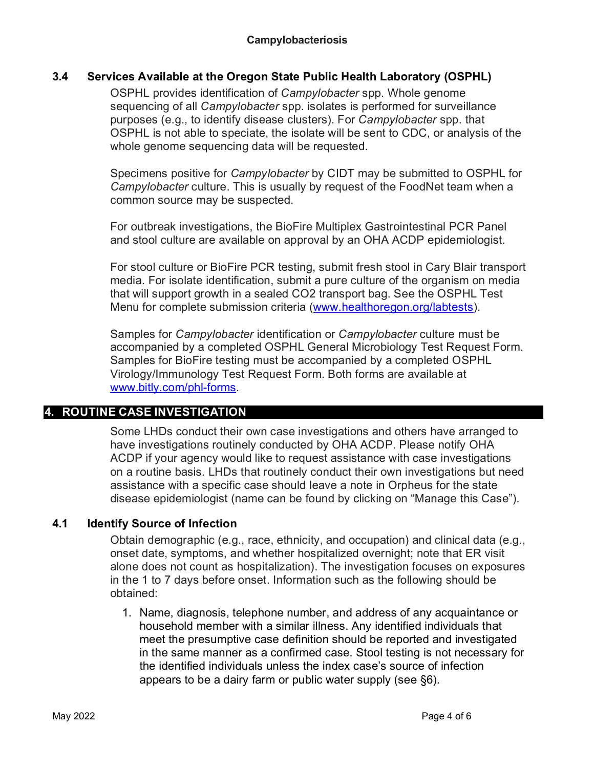### 3.4 Services Available at the Oregon State Public Health Laboratory (OSPHL)

OSPHL provides identification of *Campylobacter* spp. Whole genome sequencing of all *Campylobacter* spp. isolates is performed for surveillance purposes (e.g., to identify disease clusters). For *Campylobacter* spp. that OSPHL is not able to speciate, the isolate will be sent to CDC, or analysis of the whole genome sequencing data will be requested.

Specimens positive for *Campylobacter* by CIDT may be submitted to OSPHL for *Campylobacter* culture. This is usually by request of the FoodNet team when a common source may be suspected.

For outbreak investigations, the BioFire Multiplex Gastrointestinal PCR Panel and stool culture are available on approval by an OHA ACDP epidemiologist.

For stool culture or BioFire PCR testing, submit fresh stool in Cary Blair transport media. For isolate identification, submit a pure culture of the organism on media that will support growth in a sealed CO2 transport bag. See the OSPHL Test Menu for complete submission criteria ([www.healthoregon.org/labtests](http://www.healthoregon.org/labtests)).

Samples for *Campylobacter* identification or *Campylobacter* culture must be accompanied by a completed OSPHL General Microbiology Test Request Form. Samples for BioFire testing must be accompanied by a completed OSPHL Virology/Immunology Test Request Form. Both forms are available at [www.bitly.com/phl-forms](http://www.bitly.com/phl-forms).

## 4. ROUTINE CASE INVESTIGATION

Some LHDs conduct their own case investigations and others have arranged to have investigations routinely conducted by OHA ACDP. Please notify OHA ACDP if your agency would like to request assistance with case investigations on a routine basis. LHDs that routinely conduct their own investigations but need assistance with a specific case should leave a note in Orpheus for the state disease epidemiologist (name can be found by clicking on "Manage this Case").

### 4.1 Identify Source of Infection

Obtain demographic (e.g., race, ethnicity, and occupation) and clinical data (e.g., onset date, symptoms, and whether hospitalized overnight; note that ER visit alone does not count as hospitalization). The investigation focuses on exposures in the 1 to 7 days before onset. Information such as the following should be obtained:

1. Name, diagnosis, telephone number, and address of any acquaintance or household member with a similar illness. Any identified individuals that meet the presumptive case definition should be reported and investigated in the same manner as a confirmed case. Stool testing is not necessary for the identified individuals unless the index case's source of infection appears to be a dairy farm or public water supply (see §6).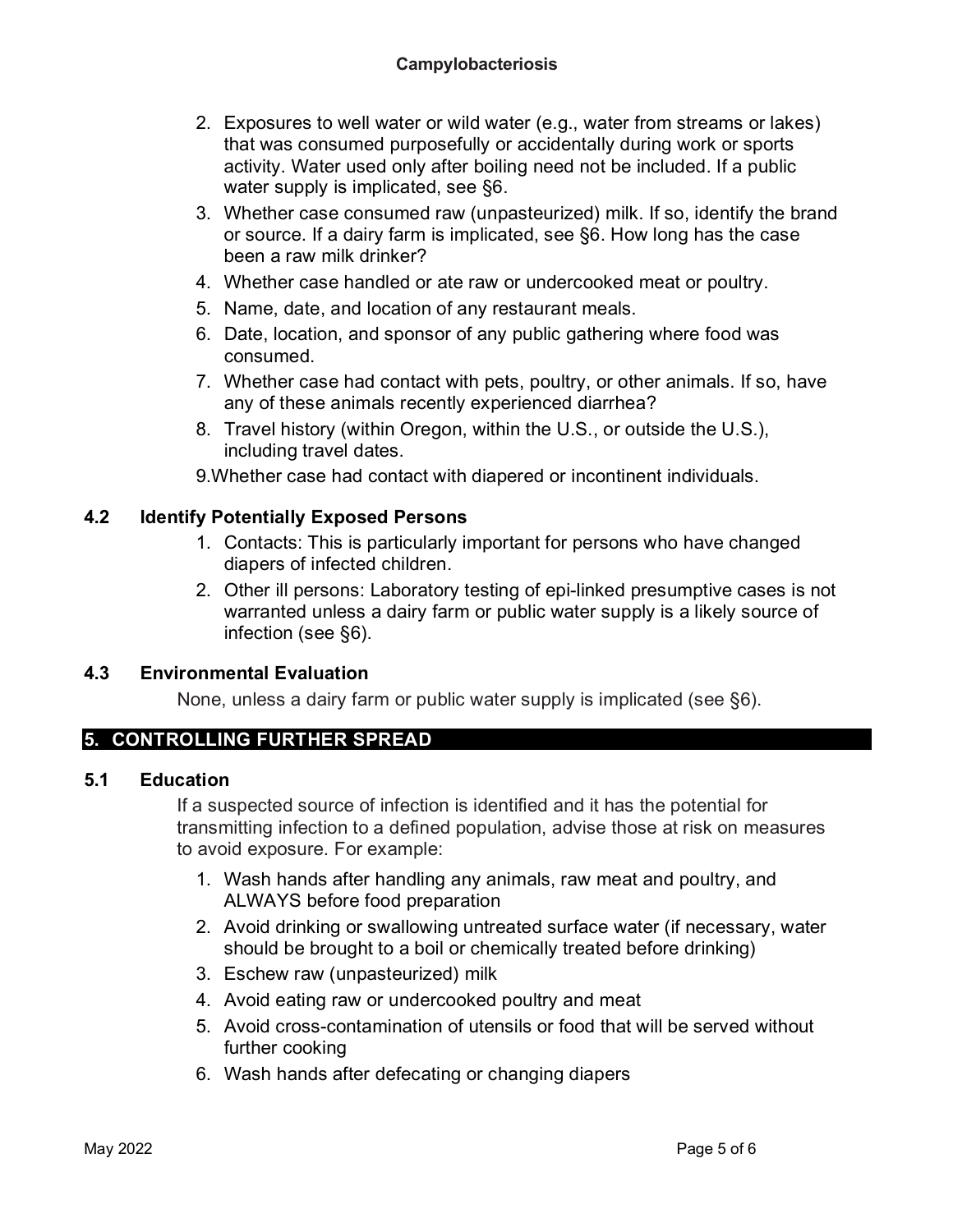2. Exposures to well water or wild water (e.g., water from streams or lakes) that was consumed purposefully or accidentally during work or sports activity. Water used only after boiling need not be included. If a public water supply is implicated, see §6.
3. Whether case consumed raw (unpasteurized) milk. If so, identify the brand or source. If a dairy farm is implicated, see §6. How long has the case been a raw milk drinker?
4. Whether case handled or ate raw or undercooked meat or poultry.
5. Name, date, and location of any restaurant meals.
6. Date, location, and sponsor of any public gathering where food was consumed.
7. Whether case had contact with pets, poultry, or other animals. If so, have any of these animals recently experienced diarrhea?
8. Travel history (within Oregon, within the U.S., or outside the U.S.), including travel dates.
9. Whether case had contact with diapered or incontinent individuals.

### 4.2 Identify Potentially Exposed Persons

1. Contacts: This is particularly important for persons who have changed diapers of infected children.
2. Other ill persons: Laboratory testing of epi-linked presumptive cases is not warranted unless a dairy farm or public water supply is a likely source of infection (see §6).

### 4.3 Environmental Evaluation

None, unless a dairy farm or public water supply is implicated (see §6).

## 5. CONTROLLING FURTHER SPREAD

### 5.1 Education

If a suspected source of infection is identified and it has the potential for transmitting infection to a defined population, advise those at risk on measures to avoid exposure. For example:

1. Wash hands after handling any animals, raw meat and poultry, and ALWAYS before food preparation
2. Avoid drinking or swallowing untreated surface water (if necessary, water should be brought to a boil or chemically treated before drinking)
3. Eschew raw (unpasteurized) milk
4. Avoid eating raw or undercooked poultry and meat
5. Avoid cross-contamination of utensils or food that will be served without further cooking
6. Wash hands after defecating or changing diapers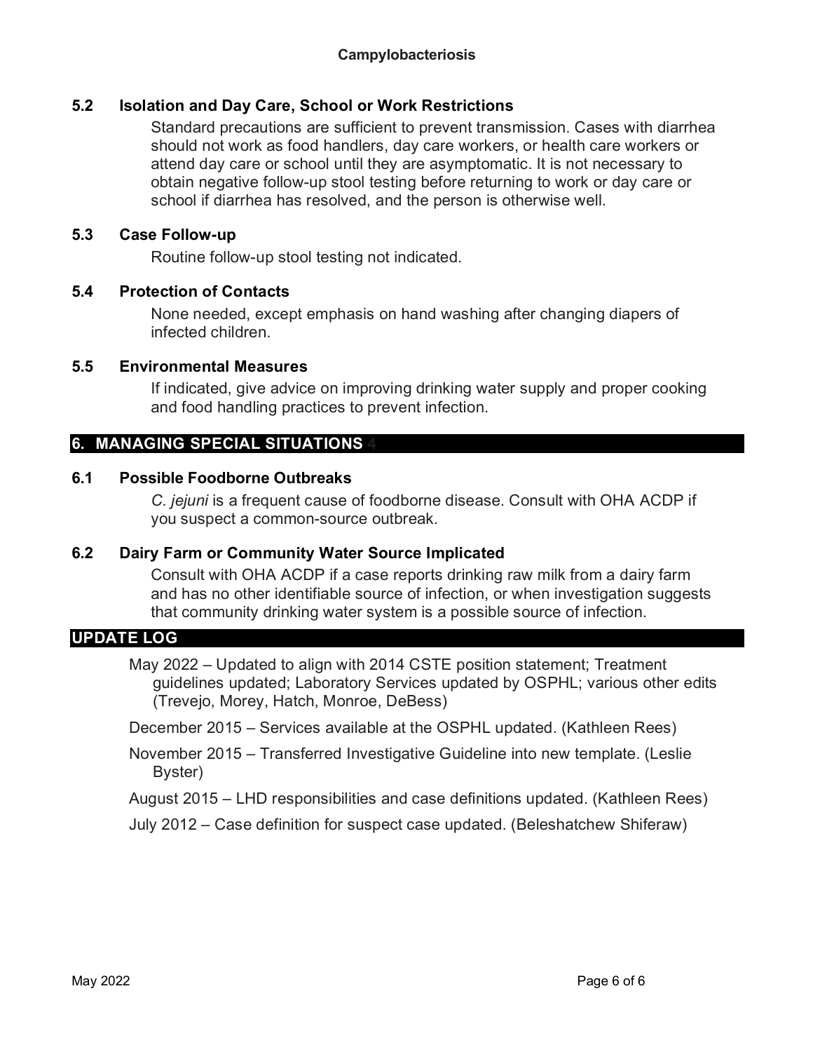### 5.2 Isolation and Day Care, School or Work Restrictions

Standard precautions are sufficient to prevent transmission. Cases with diarrhea should not work as food handlers, day care workers, or health care workers or attend day care or school until they are asymptomatic. It is not necessary to obtain negative follow-up stool testing before returning to work or day care or school if diarrhea has resolved, and the person is otherwise well.

### 5.3 Case Follow-up

Routine follow-up stool testing not indicated.

### 5.4 Protection of Contacts

None needed, except emphasis on hand washing after changing diapers of infected children.

### 5.5 Environmental Measures

If indicated, give advice on improving drinking water supply and proper cooking and food handling practices to prevent infection.

## 6. MANAGING SPECIAL SITUATIONS 4

### 6.1 Possible Foodborne Outbreaks

*C. jejuni* is a frequent cause of foodborne disease. Consult with OHA ACDP if you suspect a common-source outbreak.

### 6.2 Dairy Farm or Community Water Source Implicated

Consult with OHA ACDP if a case reports drinking raw milk from a dairy farm and has no other identifiable source of infection, or when investigation suggests that community drinking water system is a possible source of infection.

## UPDATE LOG

May 2022 – Updated to align with 2014 CSTE position statement; Treatment guidelines updated; Laboratory Services updated by OSPHL; various other edits (Trevejo, Morey, Hatch, Monroe, DeBess)

December 2015 – Services available at the OSPHL updated. (Kathleen Rees)

November 2015 – Transferred Investigative Guideline into new template. (Leslie Byster)

August 2015 – LHD responsibilities and case definitions updated. (Kathleen Rees)

July 2012 – Case definition for suspect case updated. (Beleshatchew Shiferaw)